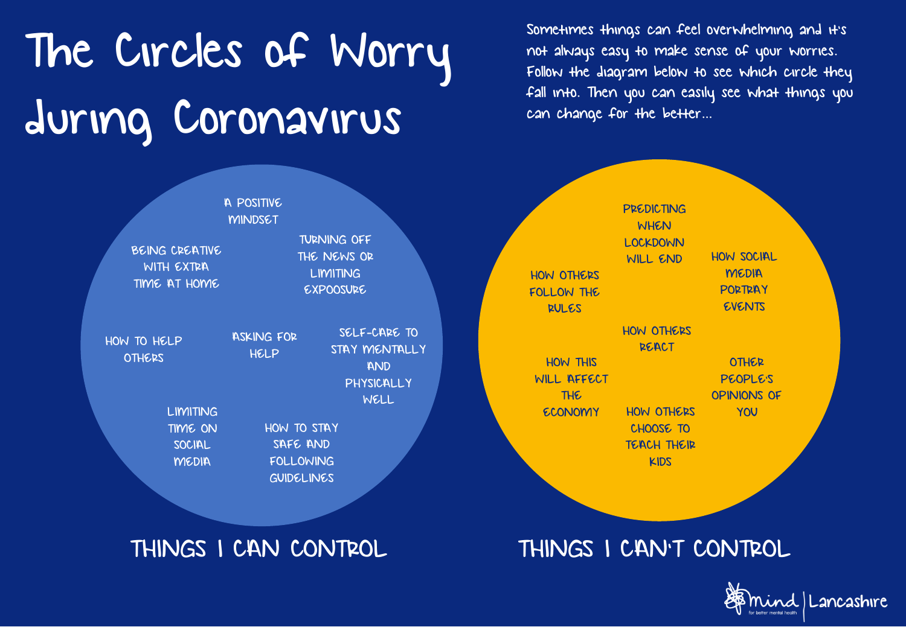# The Circles of Worry during Coronavirus

Sometimes things can feel overwhelming and it's not always easy to make sense of your worries. Follow the diagram below to see which circle they fall into. Then you can easily see what things you can change for the better...

## THINGS I CAN CONTROL

- A POSITIVE MINDSET
- BEING CREATIVE WITH EXTRA TIME AT HOME
- TURNING OFF THE NEWS OR LIMITING EXPOOSURE
- HOW TO HELP OTHERS
- ASKING FOR HELP
- SELF-CARE TO STAY MENTALLY AND PHYSICALLY WELL
- LIMITING TIME ON SOCIAL MEDIA
- HOW TO STAY SAFE AND FOLLOWING GUIDELINES

## THINGS I CAN'T CONTROL

- PREDICTING WHEN LOCKDOWN WILL END
- HOW OTHERS FOLLOW THE RULES
- HOW SOCIAL MEDIA PORTRAY EVENTS
- HOW OTHERS REACT
- HOW THIS WILL AFFECT THE ECONOMY
- OTHER PEOPLE'S OPINIONS OF YOU
- HOW OTHERS CHOOSE TO TEACH THEIR KIDS

mind for better mental health | Lancashire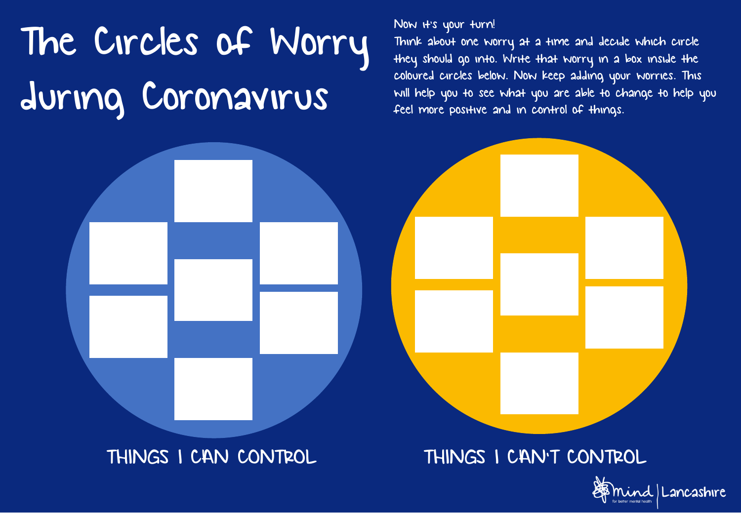# The Circles of Worry during Coronavirus

Now it's your turn!

Think about one worry at a time and decide which circle they should go into. Write that worry in a box inside the coloured circles below. Now keep adding your worries. This will help you to see what you are able to change to help you feel more positive and in control of things.

THINGS I CAN CONTROL

THINGS I CAN'T CONTROL

mind for better mental health | Lancashire